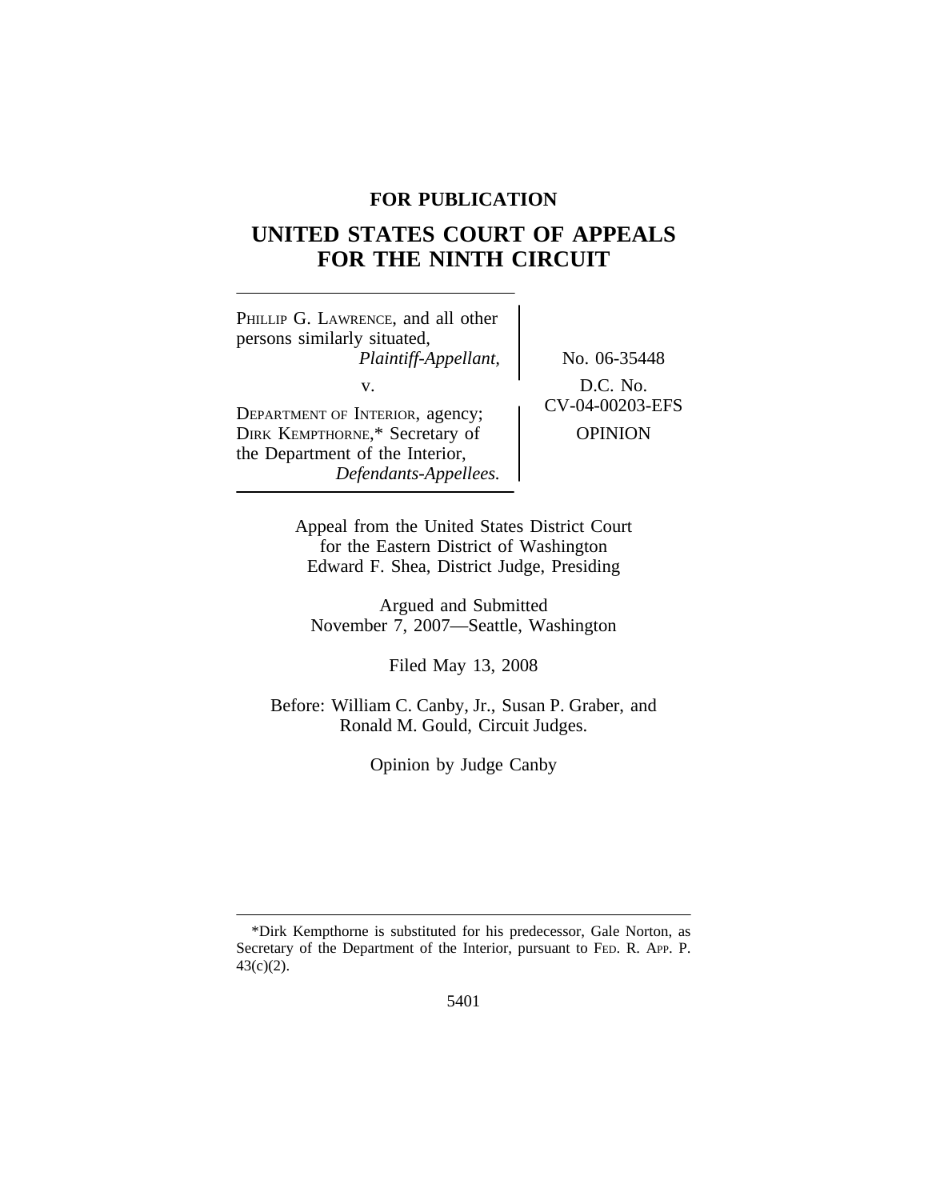**FOR PUBLICATION**

# UNITED STATES COURT OF APPEALS FOR THE NINTH CIRCUIT

PHILLIP G. LAWRENCE, and all other persons similarly situated,
*Plaintiff-Appellant,*

v.

DEPARTMENT OF INTERIOR, agency; DIRK KEMPTHORNE,* Secretary of the Department of the Interior,
*Defendants-Appellees.*

No. 06-35448

D.C. No. CV-04-00203-EFS

OPINION

Appeal from the United States District Court for the Eastern District of Washington
Edward F. Shea, District Judge, Presiding

Argued and Submitted
November 7, 2007—Seattle, Washington

Filed May 13, 2008

Before: William C. Canby, Jr., Susan P. Graber, and Ronald M. Gould, Circuit Judges.

Opinion by Judge Canby

---

*Dirk Kempthorne is substituted for his predecessor, Gale Norton, as Secretary of the Department of the Interior, pursuant to FED. R. APP. P. 43(c)(2).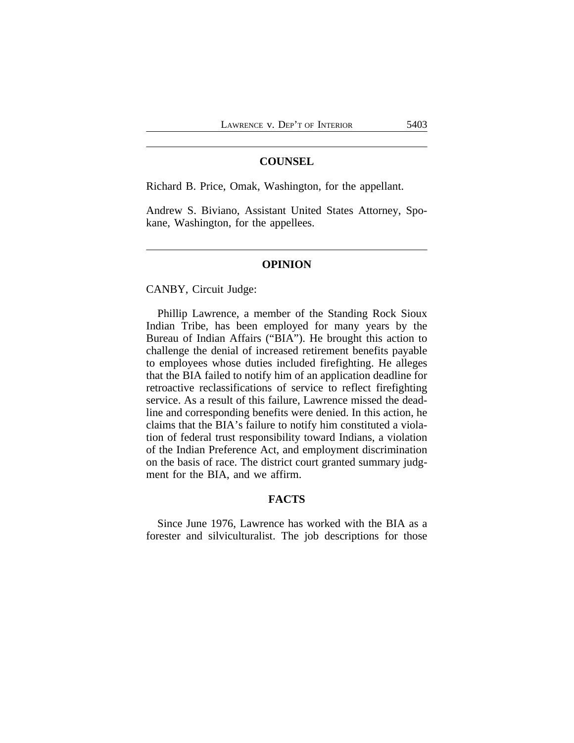## COUNSEL

Richard B. Price, Omak, Washington, for the appellant.

Andrew S. Biviano, Assistant United States Attorney, Spokane, Washington, for the appellees.

## OPINION

CANBY, Circuit Judge:

Phillip Lawrence, a member of the Standing Rock Sioux Indian Tribe, has been employed for many years by the Bureau of Indian Affairs ("BIA"). He brought this action to challenge the denial of increased retirement benefits payable to employees whose duties included firefighting. He alleges that the BIA failed to notify him of an application deadline for retroactive reclassifications of service to reflect firefighting service. As a result of this failure, Lawrence missed the deadline and corresponding benefits were denied. In this action, he claims that the BIA's failure to notify him constituted a violation of federal trust responsibility toward Indians, a violation of the Indian Preference Act, and employment discrimination on the basis of race. The district court granted summary judgment for the BIA, and we affirm.

### FACTS

Since June 1976, Lawrence has worked with the BIA as a forester and silviculturalist. The job descriptions for those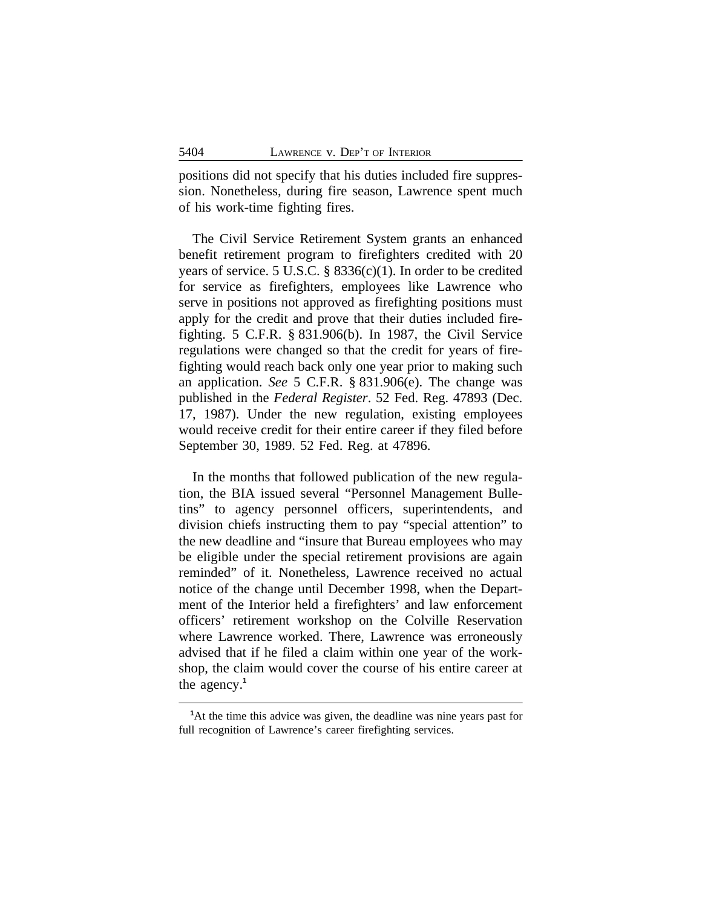positions did not specify that his duties included fire suppression. Nonetheless, during fire season, Lawrence spent much of his work-time fighting fires.

The Civil Service Retirement System grants an enhanced benefit retirement program to firefighters credited with 20 years of service. 5 U.S.C. § 8336(c)(1). In order to be credited for service as firefighters, employees like Lawrence who serve in positions not approved as firefighting positions must apply for the credit and prove that their duties included firefighting. 5 C.F.R. § 831.906(b). In 1987, the Civil Service regulations were changed so that the credit for years of firefighting would reach back only one year prior to making such an application. *See* 5 C.F.R. § 831.906(e). The change was published in the *Federal Register*. 52 Fed. Reg. 47893 (Dec. 17, 1987). Under the new regulation, existing employees would receive credit for their entire career if they filed before September 30, 1989. 52 Fed. Reg. at 47896.

In the months that followed publication of the new regulation, the BIA issued several "Personnel Management Bulletins" to agency personnel officers, superintendents, and division chiefs instructing them to pay "special attention" to the new deadline and "insure that Bureau employees who may be eligible under the special retirement provisions are again reminded" of it. Nonetheless, Lawrence received no actual notice of the change until December 1998, when the Department of the Interior held a firefighters' and law enforcement officers' retirement workshop on the Colville Reservation where Lawrence worked. There, Lawrence was erroneously advised that if he filed a claim within one year of the workshop, the claim would cover the course of his entire career at the agency.[1]

[1]At the time this advice was given, the deadline was nine years past for full recognition of Lawrence's career firefighting services.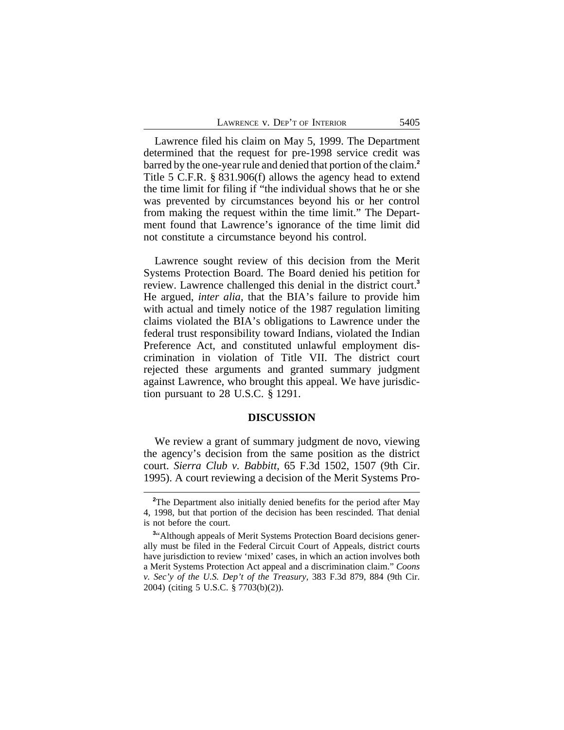Lawrence filed his claim on May 5, 1999. The Department determined that the request for pre-1998 service credit was barred by the one-year rule and denied that portion of the claim.[2] Title 5 C.F.R. § 831.906(f) allows the agency head to extend the time limit for filing if "the individual shows that he or she was prevented by circumstances beyond his or her control from making the request within the time limit." The Department found that Lawrence's ignorance of the time limit did not constitute a circumstance beyond his control.

Lawrence sought review of this decision from the Merit Systems Protection Board. The Board denied his petition for review. Lawrence challenged this denial in the district court.[3] He argued, *inter alia*, that the BIA's failure to provide him with actual and timely notice of the 1987 regulation limiting claims violated the BIA's obligations to Lawrence under the federal trust responsibility toward Indians, violated the Indian Preference Act, and constituted unlawful employment discrimination in violation of Title VII. The district court rejected these arguments and granted summary judgment against Lawrence, who brought this appeal. We have jurisdiction pursuant to 28 U.S.C. § 1291.

**DISCUSSION**

We review a grant of summary judgment de novo, viewing the agency's decision from the same position as the district court. *Sierra Club v. Babbitt*, 65 F.3d 1502, 1507 (9th Cir. 1995). A court reviewing a decision of the Merit Systems Pro-

---

[2]The Department also initially denied benefits for the period after May 4, 1998, but that portion of the decision has been rescinded. That denial is not before the court.

[3]"Although appeals of Merit Systems Protection Board decisions generally must be filed in the Federal Circuit Court of Appeals, district courts have jurisdiction to review 'mixed' cases, in which an action involves both a Merit Systems Protection Act appeal and a discrimination claim." *Coons v. Sec'y of the U.S. Dep't of the Treasury*, 383 F.3d 879, 884 (9th Cir. 2004) (citing 5 U.S.C. § 7703(b)(2)).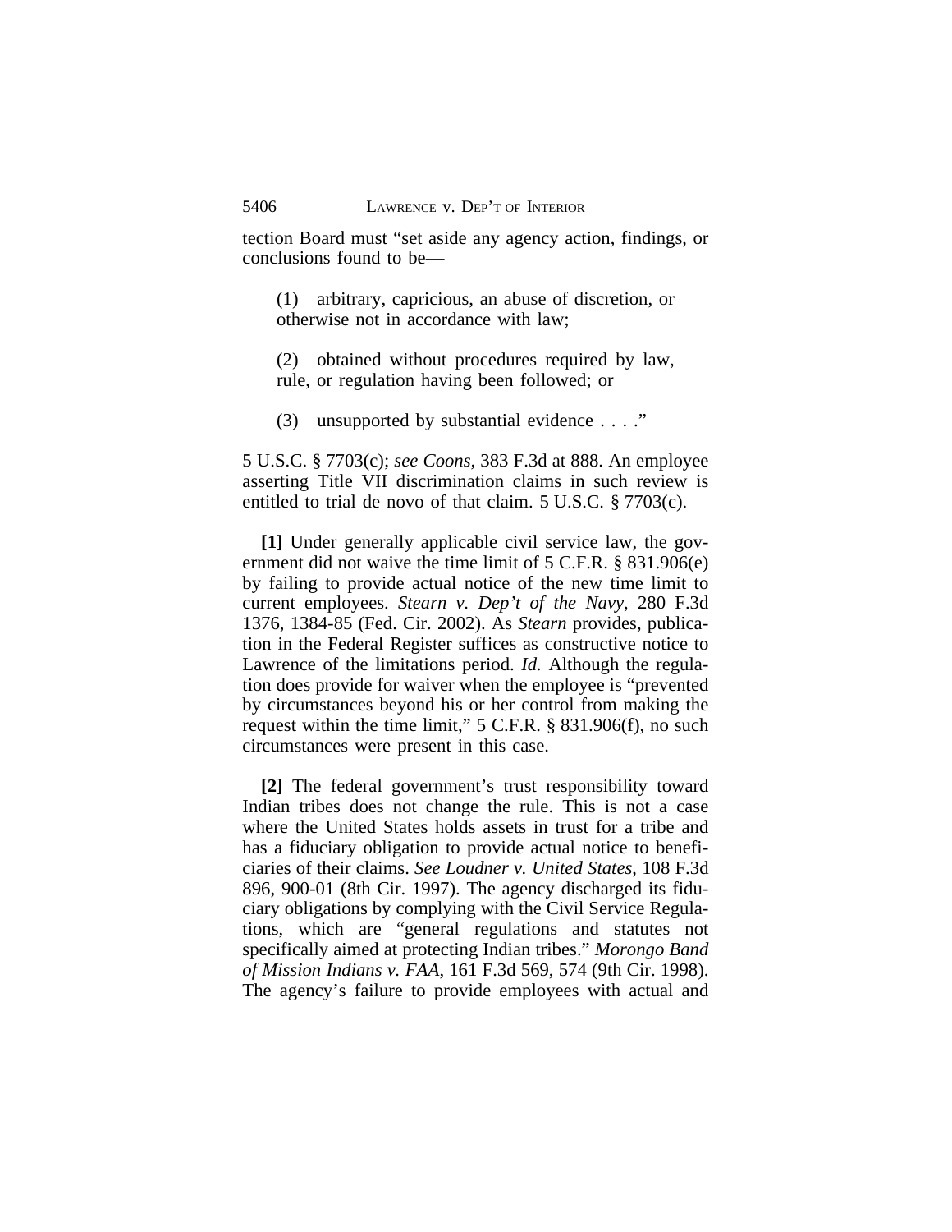tection Board must "set aside any agency action, findings, or conclusions found to be—

> (1) arbitrary, capricious, an abuse of discretion, or otherwise not in accordance with law;
>
> (2) obtained without procedures required by law, rule, or regulation having been followed; or
>
> (3) unsupported by substantial evidence . . . ."

5 U.S.C. § 7703(c); *see Coons*, 383 F.3d at 888. An employee asserting Title VII discrimination claims in such review is entitled to trial de novo of that claim. 5 U.S.C. § 7703(c).

**[1]** Under generally applicable civil service law, the government did not waive the time limit of 5 C.F.R. § 831.906(e) by failing to provide actual notice of the new time limit to current employees. *Stearn v. Dep't of the Navy*, 280 F.3d 1376, 1384-85 (Fed. Cir. 2002). As *Stearn* provides, publication in the Federal Register suffices as constructive notice to Lawrence of the limitations period. *Id.* Although the regulation does provide for waiver when the employee is "prevented by circumstances beyond his or her control from making the request within the time limit," 5 C.F.R. § 831.906(f), no such circumstances were present in this case.

**[2]** The federal government's trust responsibility toward Indian tribes does not change the rule. This is not a case where the United States holds assets in trust for a tribe and has a fiduciary obligation to provide actual notice to beneficiaries of their claims. *See Loudner v. United States*, 108 F.3d 896, 900-01 (8th Cir. 1997). The agency discharged its fiduciary obligations by complying with the Civil Service Regulations, which are "general regulations and statutes not specifically aimed at protecting Indian tribes." *Morongo Band of Mission Indians v. FAA*, 161 F.3d 569, 574 (9th Cir. 1998). The agency's failure to provide employees with actual and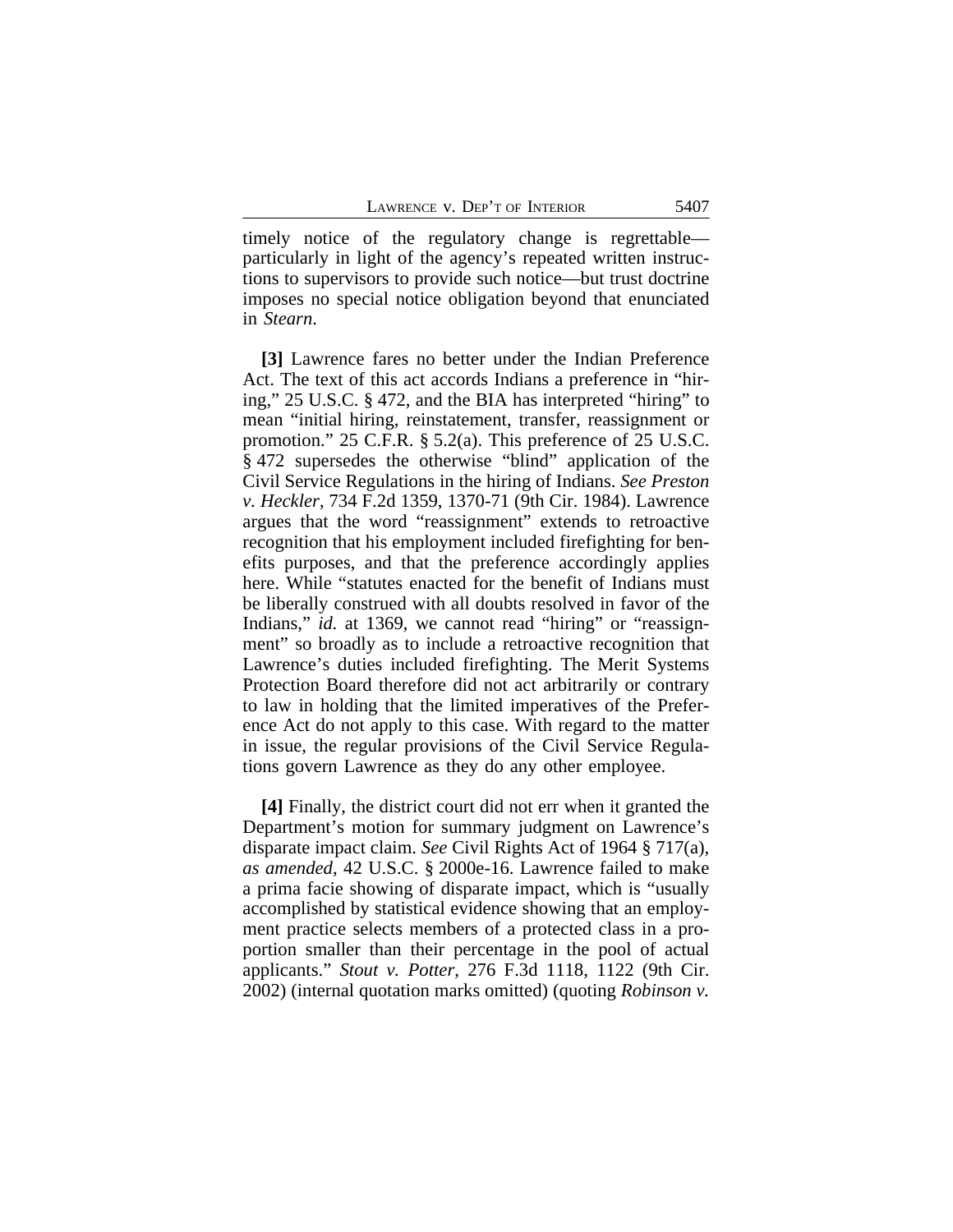timely notice of the regulatory change is regrettable—particularly in light of the agency's repeated written instructions to supervisors to provide such notice—but trust doctrine imposes no special notice obligation beyond that enunciated in *Stearn*.

**[3]** Lawrence fares no better under the Indian Preference Act. The text of this act accords Indians a preference in "hiring," 25 U.S.C. § 472, and the BIA has interpreted "hiring" to mean "initial hiring, reinstatement, transfer, reassignment or promotion." 25 C.F.R. § 5.2(a). This preference of 25 U.S.C. § 472 supersedes the otherwise "blind" application of the Civil Service Regulations in the hiring of Indians. *See Preston v. Heckler*, 734 F.2d 1359, 1370-71 (9th Cir. 1984). Lawrence argues that the word "reassignment" extends to retroactive recognition that his employment included firefighting for benefits purposes, and that the preference accordingly applies here. While "statutes enacted for the benefit of Indians must be liberally construed with all doubts resolved in favor of the Indians," *id.* at 1369, we cannot read "hiring" or "reassignment" so broadly as to include a retroactive recognition that Lawrence's duties included firefighting. The Merit Systems Protection Board therefore did not act arbitrarily or contrary to law in holding that the limited imperatives of the Preference Act do not apply to this case. With regard to the matter in issue, the regular provisions of the Civil Service Regulations govern Lawrence as they do any other employee.

**[4]** Finally, the district court did not err when it granted the Department's motion for summary judgment on Lawrence's disparate impact claim. *See* Civil Rights Act of 1964 § 717(a), *as amended*, 42 U.S.C. § 2000e-16. Lawrence failed to make a prima facie showing of disparate impact, which is "usually accomplished by statistical evidence showing that an employment practice selects members of a protected class in a proportion smaller than their percentage in the pool of actual applicants." *Stout v. Potter*, 276 F.3d 1118, 1122 (9th Cir. 2002) (internal quotation marks omitted) (quoting *Robinson v.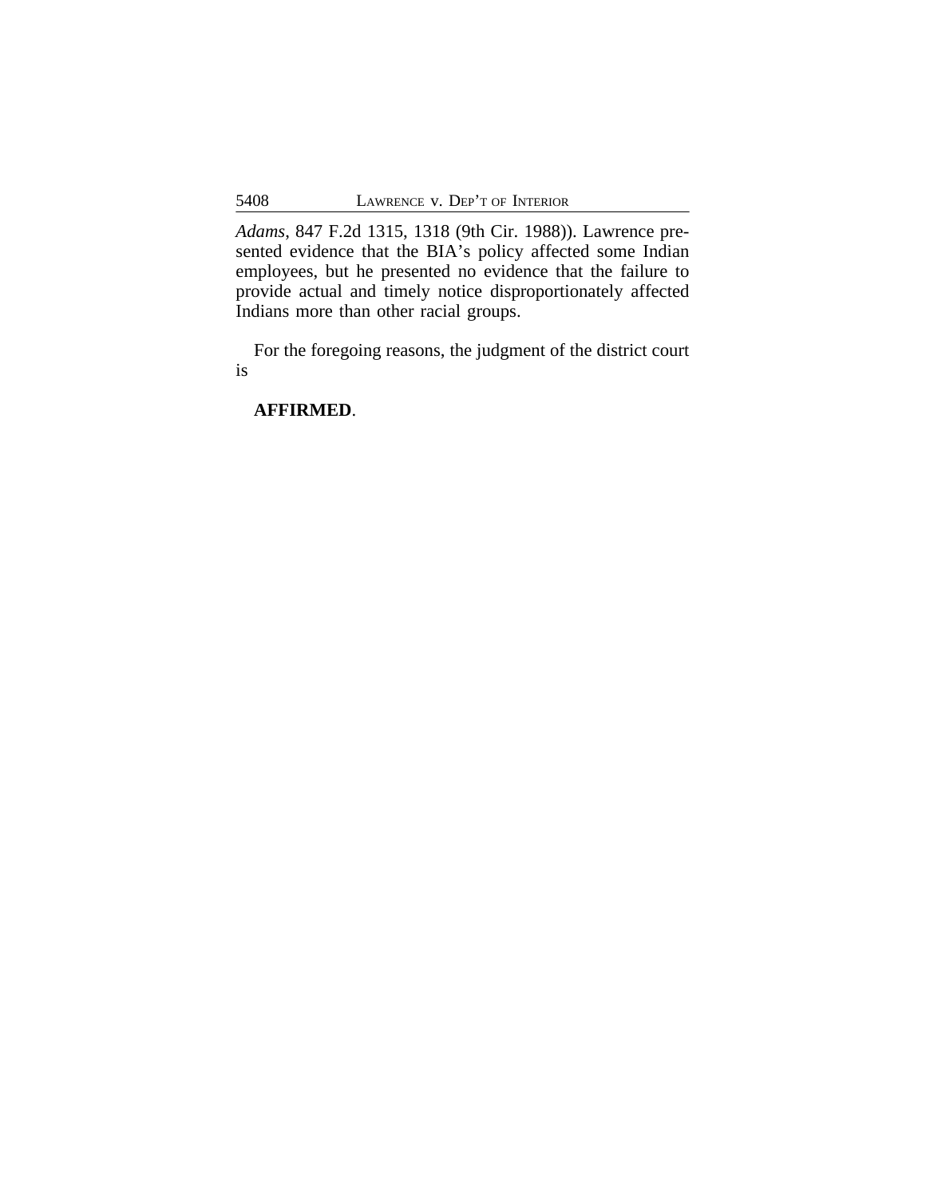*Adams*, 847 F.2d 1315, 1318 (9th Cir. 1988)). Lawrence presented evidence that the BIA's policy affected some Indian employees, but he presented no evidence that the failure to provide actual and timely notice disproportionately affected Indians more than other racial groups.

For the foregoing reasons, the judgment of the district court is

**AFFIRMED**.